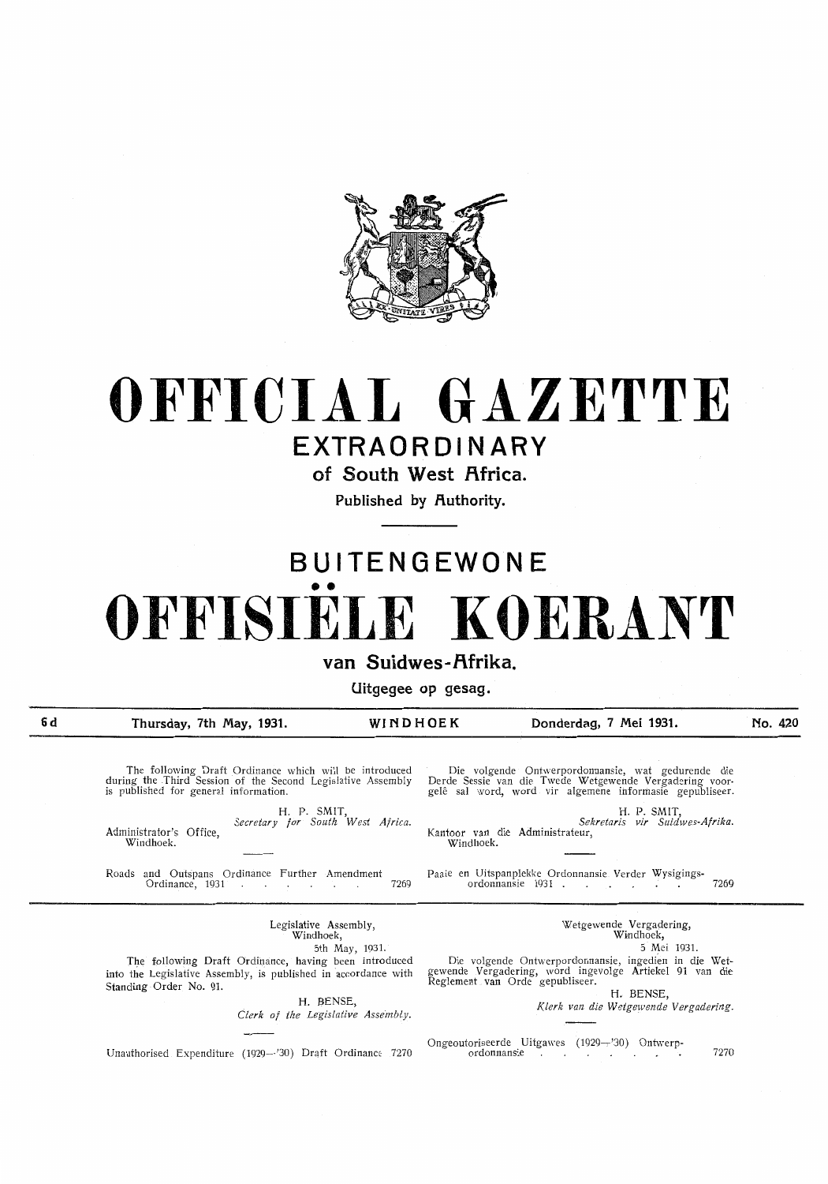# OFFICIAL GAZETTE

## EXTRAORDINARY

### of South West Africa.

Published by Authority.

# BUITENGEWONE

# OFFISIËLE KOERANT

### van Suidwes-Afrika.

Uitgegee op gesag.

6d | Thursday, 7th May, 1931. | WINDHOEK | Donderdag, 7 Mei 1931. | No. 420

---

The following Draft Ordinance which will be introduced during the Third Session of the Second Legislative Assembly is published for general information.

H. P. SMIT,
*Secretary for South West Africa.*

Administrator's Office,
Windhoek.

Roads and Outspans Ordinance Further Amendment Ordinance, 1931 . . . . . . . 7269

---

Die volgende Ontwerpordonnansie, wat gedurende die Derde Sessie van die Twede Wetgewende Vergadering voorgelê sal word, word vir algemene informasie gepubliseer.

H. P. SMIT,
*Sekretaris vir Suidwes-Afrika.*

Kantoor van die Administrateur,
Windhoek.

Paaie en Uitspanplekke Ordonnansie Verder Wysigingsordonnansie 1931 . . . . . . . 7269

---

Legislative Assembly,
Windhoek,
5th May, 1931.

The following Draft Ordinance, having been introduced into the Legislative Assembly, is published in accordance with Standing Order No. 91.

H. BENSE,
*Clerk of the Legislative Assembly.*

Unauthorised Expenditure (1929—'30) Draft Ordinance 7270

---

Wetgewende Vergadering,
Windhoek,
5 Mei 1931.

Die volgende Ontwerpordonnansie, ingedien in die Wetgewende Vergadering, word ingevolge Artiekel 91 van die Reglement van Orde gepubliseer.

H. BENSE,
*Klerk van die Wetgewende Vergadering.*

Ongeoutoriseerde Uitgawes (1929—'30) Ontwerpordonnansie . . . . . . . . 7270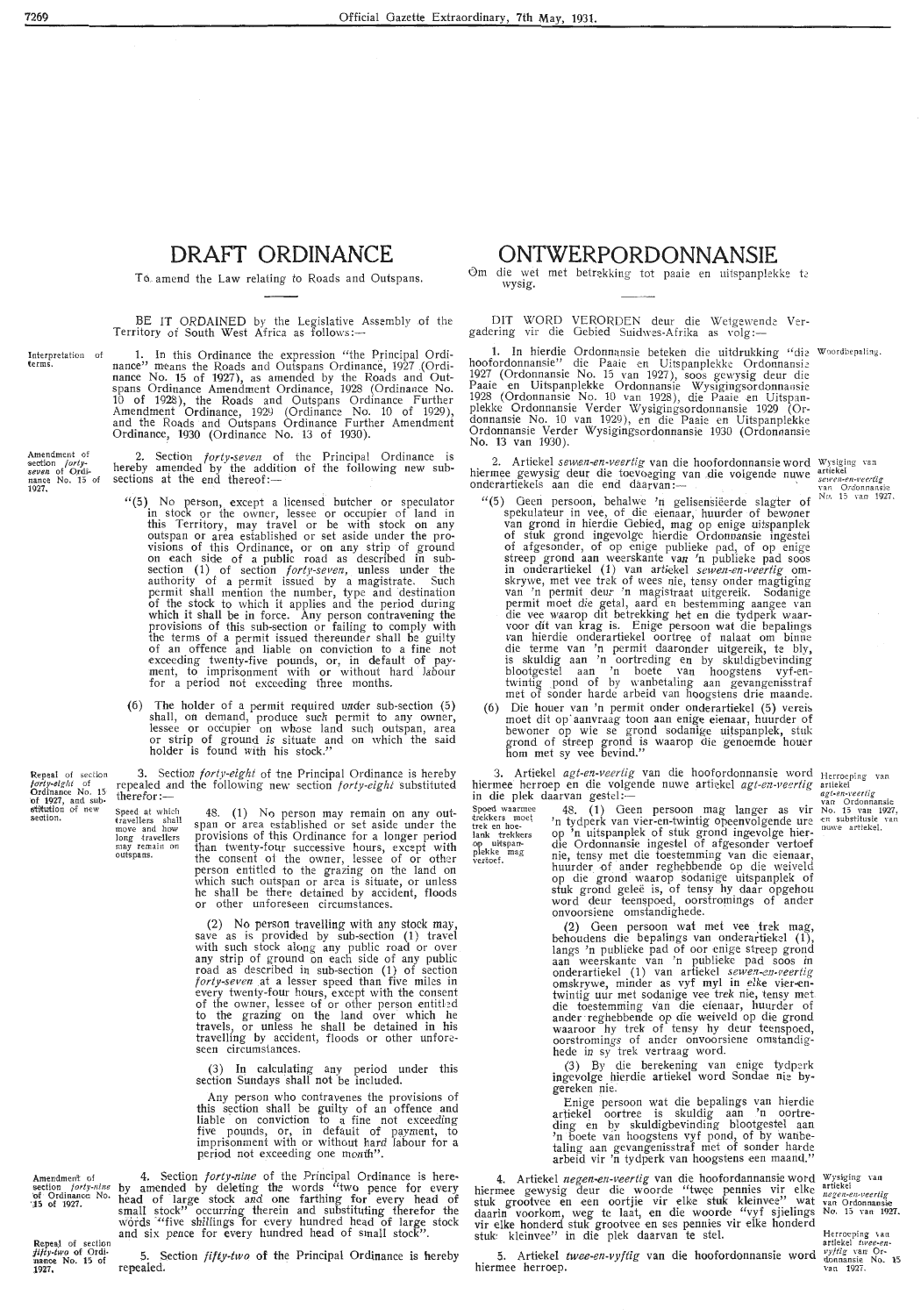# DRAFT ORDINANCE

To amend the Law relating to Roads and Outspans.

BE IT ORDAINED by the Legislative Assembly of the Territory of South West Africa as follows:—

*Interpretation of terms.*

1. In this Ordinance the expression "the Principal Ordinance" means the Roads and Outspans Ordinance, 1927 (Ordinance No. 15 of 1927), as amended by the Roads and Outspans Ordinance Amendment Ordinance, 1928 (Ordinance No. 10 of 1928), the Roads and Outspans Ordinance Further Amendment Ordinance, 1929 (Ordinance No. 10 of 1929), and the Roads and Outspans Ordinance Further Amendment Ordinance, 1930 (Ordinance No. 13 of 1930).

*Amendment of section forty-seven of Ordinance No. 15 of 1927.*

2. Section *forty-seven* of the Principal Ordinance is hereby amended by the addition of the following new sub-sections at the end thereof:—

"(5) No person, except a licensed butcher or speculator in stock or the owner, lessee or occupier of land in this Territory, may travel or be with stock on any outspan or area established or set aside under the provisions of this Ordinance, or on any strip of ground on each side of a public road as described in sub-section (1) of section *forty-seven*, unless under the authority of a permit issued by a magistrate. Such permit shall mention the number, type and destination of the stock to which it applies and the period during which it shall be in force. Any person contravening the provisions of this sub-section or failing to comply with the terms of a permit issued thereunder shall be guilty of an offence and liable on conviction to a fine not exceeding twenty-five pounds, or, in default of payment, to imprisonment with or without hard labour for a period not exceeding three months.

(6) The holder of a permit required under sub-section (5) shall, on demand, produce such permit to any owner, lessee or occupier on whose land such outspan, area or strip of ground is situate and on which the said holder is found with his stock."

*Repeal of section forty-eight of Ordinance No. 15 of 1927, and substitution of new section.*

3. Section *forty-eight* of the Principal Ordinance is hereby repealed and the following new section *forty-eight* substituted therefor:—

*Speed at which travellers shall move and how long travellers may remain on outspans.*

48. (1) No person may remain on any outspan or area established or set aside under the provisions of this Ordinance for a longer period than twenty-four successive hours, except with the consent of the owner, lessee of or other person entitled to the grazing on the land on which such outspan or area is situate, or unless he shall be there detained by accident, floods or other unforeseen circumstances.

(2) No person travelling with any stock may, save as is provided by sub-section (1) travel with such stock along any public road or over any strip of ground on each side of any public road as described in sub-section (1) of section *forty-seven* at a lesser speed than five miles in every twenty-four hours, except with the consent of the owner, lessee of or other person entitled to the grazing on the land over which he travels, or unless he shall be detained in his travelling by accident, floods or other unforeseen circumstances.

(3) In calculating any period under this section Sundays shall not be included.

Any person who contravenes the provisions of this section shall be guilty of an offence and liable on conviction to a fine not exceeding five pounds, or, in default of payment, to imprisonment with or without hard labour for a period not exceeding one month".

*Amendment of section forty-nine of Ordinance No. 15 of 1927.*

4. Section *forty-nine* of the Principal Ordinance is hereby amended by deleting the words "two pence for every head of large stock and one farthing for every head of small stock" occurring therein and substituting therefor the words "five shillings for every hundred head of large stock and six pence for every hundred head of small stock".

*Repeal of section fifty-two of Ordinance No. 15 of 1927.*

5. Section *fifty-two* of the Principal Ordinance is hereby repealed.

# ONTWERPORDONNANSIE

Om die wet met betrekking tot paaie en uitspanplekke te wysig.

DIT WORD VERORDEN deur die Wetgewende Vergadering vir die Gebied Suidwes-Afrika as volg:—

*Woordbepaling.*

1. In hierdie Ordonnansie beteken die uitdrukking "die hoofordonnansie" die Paaie en Uitspanplekke Ordonnansie 1927 (Ordonnansie No. 15 van 1927), soos gewysig deur die Paaie en Uitspanplekke Ordonnansie Wysigingsordonnansie 1928 (Ordonnansie No. 10 van 1928), die Paaie en Uitspanplekke Ordonnansie Verder Wysigingsordonnansie 1929 (Ordonnansie No. 10 van 1929), en die Paaie en Uitspanplekke Ordonnansie Verder Wysigingsordonnansie 1930 (Ordonnansie No. 13 van 1930).

*Wysiging van artiekel sewen-en-veertig van Ordonnansie No. 15 van 1927.*

2. Artiekel *sewen-en-veertig* van die hoofordonnansie word hiermee gewysig deur die toevoeging van die volgende nuwe onderartiekels aan die end daarvan:—

"(5) Geen persoon, behalwe 'n gelisensiëerde slagter of spekulateur in vee, of die eienaar, huurder of bewoner van grond in hierdie Gebied, mag op enige uitspanplek of stuk grond ingevolge hierdie Ordonnansie ingestel of afgesonder, of op enige publieke pad, of op enige streep grond aan weerskante van 'n publieke pad soos in onderartiekel (1) van artiekel *sewen-en-veertig* omskrywe, met vee trek of wees nie, tensy onder magtiging van 'n permit deur 'n magistraat uitgereik. Sodanige permit moet die getal, aard en bestemming aangee van die vee waarop dit betrekking het en die tydperk waarvoor dit van krag is. Enige persoon wat die bepalings van hierdie onderartiekel oortree of nalaat om binne die terme van 'n permit daaronder uitgereik, te bly, is skuldig aan 'n oortreding en by skuldigbevinding blootgestel aan 'n boete van hoogstens vyf-en-twintig pond of by wanbetaling aan gevangenisstraf met of sonder harde arbeid van hoogstens drie maande.

(6) Die houer van 'n permit onder onderartiekel (5) vereis moet dit op aanvraag toon aan enige eienaar, huurder of bewoner op wie se grond sodanige uitspanplek, stuk grond of streep grond is waarop die genoemde houer hom met sy vee bevind."

*Herroeping van artiekel agt-en-veertig van Ordonnansie No. 15 van 1927, en substitusie van nuwe artiekel.*

3. Artiekel *agt-en-veertig* van die hoofordonnansie word hiermee herroep en die volgende nuwe artiekel *agt-en-veertig* in die plek daarvan gestel:—

*Spoed waarmee trekkers moet trek en hoelank trekkers op uitspanplekke mag vertoef.*

48. (1) Geen persoon mag langer as vir 'n tydperk van vier-en-twintig opeenvolgende ure op 'n uitspanplek of stuk grond ingevolge hierdie Ordonnansie ingestel of afgesonder vertoef nie, tensy met die toestemming van die eienaar, huurder of ander regshebbende op die weiveld op die grond waarop sodanige uitspanplek of stuk grond geleë is, of tensy hy daar opgehou word deur teenspoed, oorstromings of ander onvoorsiene omstandighede.

(2) Geen persoon wat met vee trek mag, behoudens die bepalings van onderartiekel (1), langs 'n publieke pad of oor enige streep grond aan weerskante van 'n publieke pad soos in onderartiekel (1) van artiekel *sewen-en-veertig* omskrywe, minder as vyf myl in elke vier-en-twintig uur met sodanige vee trek nie, tensy met die toestemming van die eienaar, huurder of ander regshebbende op die weiveld van die grond waaroor hy trek of tensy hy deur teenspoed, oorstromings of ander onvoorsiene omstandighede in sy trek vertraag word.

(3) By die berekening van enige tydperk ingevolge hierdie artiekel word Sondae nie bygereken nie.

Enige persoon wat die bepalings van hierdie artiekel oortree is skuldig aan 'n oortreding en by skuldigbevinding blootgestel aan 'n boete van hoogstens vyf pond, of by wanbetaling aan gevangenisstraf met of sonder harde arbeid vir 'n tydperk van hoogstens een maand."

*Wysiging van artiekel negen-en-veertig van Ordonnansie No. 15 van 1927.*

4. Artiekel *negen-en-veertig* van die hoofordonnansie word hiermee gewysig deur die woorde "twee pennies vir elke stuk grootvee en een oortjie vir elke stuk kleinvee" wat daarin voorkom, weg te laat, en die woorde "vyf sjielings vir elke honderd stuk grootvee en ses pennies vir elke honderd stuk kleinvee" in die plek daarvan te stel.

*Herroeping van artiekel twee-en-vyftig van Ordonnansie No. 15 van 1927.*

5. Artiekel *twee-en-vyftig* van die hoofordonnansie word hiermee herroep.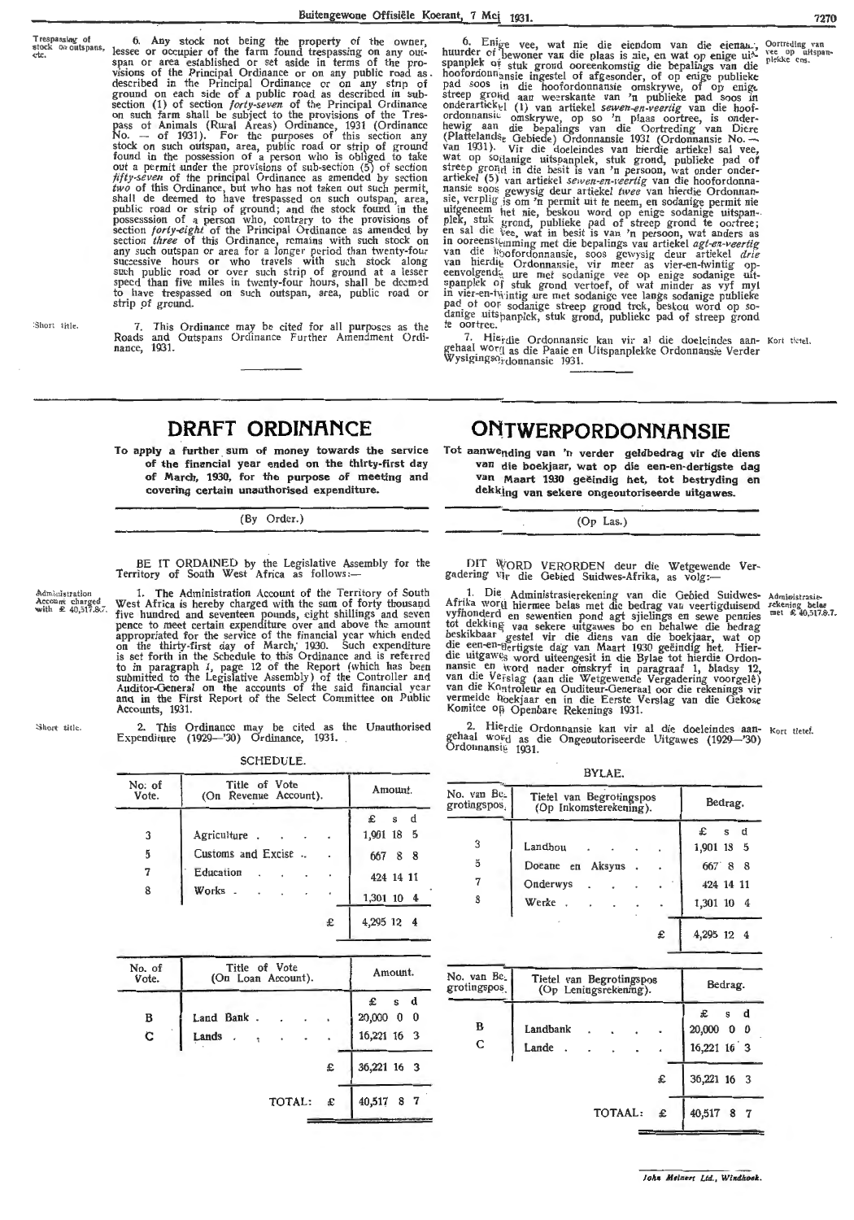Trespassing of stock on outspans, etc.

6. Any stock not being the property of the owner, lessee or occupier of the farm found trespassing on any outspan or area established or set aside in terms of the provisions of the Principal Ordinance or on any public road as described in the Principal Ordinance or on any strip of ground on each side of a public road as described in subsection (1) of section *forty-seven* of the Principal Ordinance on such farm shall be subject to the provisions of the Trespass of Animals (Rural Areas) Ordinance, 1931 (Ordinance No. — of 1931). For the purposes of this section any stock on such outspan, area, public road or strip of ground found in the possession of a person who is obliged to take out a permit under the provisions of sub-section (5) of section *fifty-seven* of the principal Ordinance as amended by section *two* of this Ordinance, but who has not taken out such permit, shall de deemed to have trespassed on such outspan, area, public road or strip of ground; and the stock found in the possession of a person who, contrary to the provisions of section *forty-eight* of the Principal Ordinance as amended by section *three* of this Ordinance, remains with such stock on any such outspan or area for a longer period than twenty-four successive hours or who travels with such stock along such public road or over such strip of ground at a lesser speed than five miles in twenty-four hours, shall be deemed to have trespassed on such outspan, area, public road or strip of ground.

Short title.

7. This Ordinance may be cited for all purposes as the Roads and Outspans Ordinance Further Amendment Ordinance, 1931.

Oortreding van vee op uitspanplekke ens.

6. Enige vee, wat nie die eiendom van die eienaar, huurder of bewoner van die plaas is nie, en wat op enige uitspanplek of stuk grond ooreenkomstig die bepalings van die hoofordonnansie ingestel of afgesonder, of op enige publieke pad soos in die hoofordonnansie omskrywe, of op enige streep grond aan weerskante van 'n publieke pad soos in onderartikel (1) van artikel *sewe-en-veertig* van die hoofordonnansie omskrywe, op so 'n plaas oortree, is onderhewig aan die bepalings van die Oortreding van Diere (Plattelandse Gebiede) Ordonnansie 1931 (Ordonnansie No. — van 1931). Vir die doeleindes van hierdie artikel sal vee, wat op sodanige uitspanplek, stuk grond, publieke pad of streep grond in die besit is van 'n persoon, wat onder onderartikel (5) van artikel *sewe-en-veertig* van die hoofordonnansie soos gewysig deur artiekel *twee* van hierdie Ordonnansie, verplig is om 'n permit uit te neem, en sodanige permit nie uitgeneem het nie, beskou word op enige sodanige uitspanplek, stuk grond, publieke pad of streep grond te oortree; en sal die vee, wat in besit is van 'n persoon, wat anders as in ooreenstemming met die bepalings van artikel *agt-en-veertig* van die hoofordonnansie, soos gewysig deur artikel *drie* van hierdie Ordonnansie, vir meer as vier-en-twintig opeenvolgende ure met sodanige vee op enige sodanige uitspanplek of stuk grond vertoef, of wat minder as vyf myl in vier-en-twintig ure met sodanige vee langs sodanige publieke pad of oor sodanige streep grond trek, beskou word op sodanige uitspanplek, stuk grond, publieke pad of streep grond te oortree.

Kort titel.

7. Hierdie Ordonnansie kan vir al die doeleindes aangehaal word as die Paaie en Uitspanplekke Ordonnansie Verder Wysigingsordonnansie 1931.

# DRAFT ORDINANCE

**To apply a further sum of money towards the service of the financial year ended on the thirty-first day of March, 1930, for the purpose of meeting and covering certain unauthorised expenditure.**

(By Order.)

BE IT ORDAINED by the Legislative Assembly for the Territory of South West Africa as follows:—

Administration Account charged with £ 40,517.8.7.

1. The Administration Account of the Territory of South West Africa is hereby charged with the sum of forty thousand five hundred and seventeen pounds, eight shillings and seven pence to meet certain expenditure over and above the amount appropriated for the service of the financial year which ended on the thirty-first day of March, 1930. Such expenditure is set forth in the Schedule to this Ordinance and is referred to in paragraph 1, page 12 of the Report (which has been submitted to the Legislative Assembly) of the Controller and Auditor-General on the accounts of the said financial year and in the First Report of the Select Committee on Public Accounts, 1931.

Short title.

2. This Ordinance may be cited as the Unauthorised Expenditure (1929—'30) Ordinance, 1931.

SCHEDULE.

| No. of Vote. | Title of Vote (On Revenue Account). | Amount. |
|---|---|---|
| | | £ s d |
| 3 | Agriculture | 1,901 18 5 |
| 5 | Customs and Excise | 667 8 8 |
| 7 | Education | 424 14 11 |
| 8 | Works | 1,301 10 4 |
| | £ | 4,295 12 4 |

| No. of Vote. | Title of Vote (On Loan Account). | Amount. |
|---|---|---|
| | | £ s d |
| B | Land Bank | 20,000 0 0 |
| C | Lands | 16,221 16 3 |
| | £ | 36,221 16 3 |
| | TOTAL: £ | 40,517 8 7 |

# ONTWERPORDONNANSIE

**Tot aanwending van 'n verder geldbedrag vir die diens van die boekjaar, wat op die een-en-dertigste dag van Maart 1930 geëindig het, tot bestryding en dekking van sekere ongeoutoriseerde uitgawes.**

(Op Las.)

DIT WORD VERORDEN deur die Wetgewende Vergadering vir die Gebied Suidwes-Afrika, as volg:—

Administrasierekening belas met £ 40,517.8.7.

1. Die Administrasierekening van die Gebied Suidwes-Afrika word hiermee belas met die bedrag van veertigduisend vyfhonderd en sewentien pond agt sjielings en sewe pennies tot dekking van sekere uitgawes bo en behalwe die bedrag beskikbaar gestel vir die diens van die boekjaar, wat op die een-en-dertigste dag van Maart 1930 geëindig het. Hierdie uitgawes word uiteengesit in die Bylae tot hierdie Ordonnansie en word nader omskryf in paragraaf 1, bladsy 12, van die Verslag (aan die Wetgewende Vergadering voorgelê) van die Kontroleur en Ouditeur-Generaal oor die rekenings vir vermelde boekjaar en in die Eerste Verslag van die Gekose Komitee op Openbare Rekenings 1931.

Kort tietel.

2. Hierdie Ordonnansie kan vir al die doeleindes aangehaal word as die Ongeoutoriseerde Uitgawes (1929—'30) Ordonnansie 1931.

BYLAE.

| No. van Begrotingspos. | Tietel van Begrotingspos (Op Inkomsterekening). | Bedrag. |
|---|---|---|
| | | £ s d |
| 3 | Landbou | 1,901 18 5 |
| 5 | Doeane en Aksyns | 667 8 8 |
| 7 | Onderwys | 424 14 11 |
| 8 | Werke | 1,301 10 4 |
| | £ | 4,295 12 4 |

| No. van Begrotingspos. | Tietel van Begrotingspos (Op Leningsrekening). | Bedrag. |
|---|---|---|
| | | £ s d |
| B | Landbank | 20,000 0 0 |
| C | Lande | 16,221 16 3 |
| | £ | 36,221 16 3 |
| | TOTAAL: £ | 40,517 8 7 |

*John Meinert Ltd., Windhoek.*